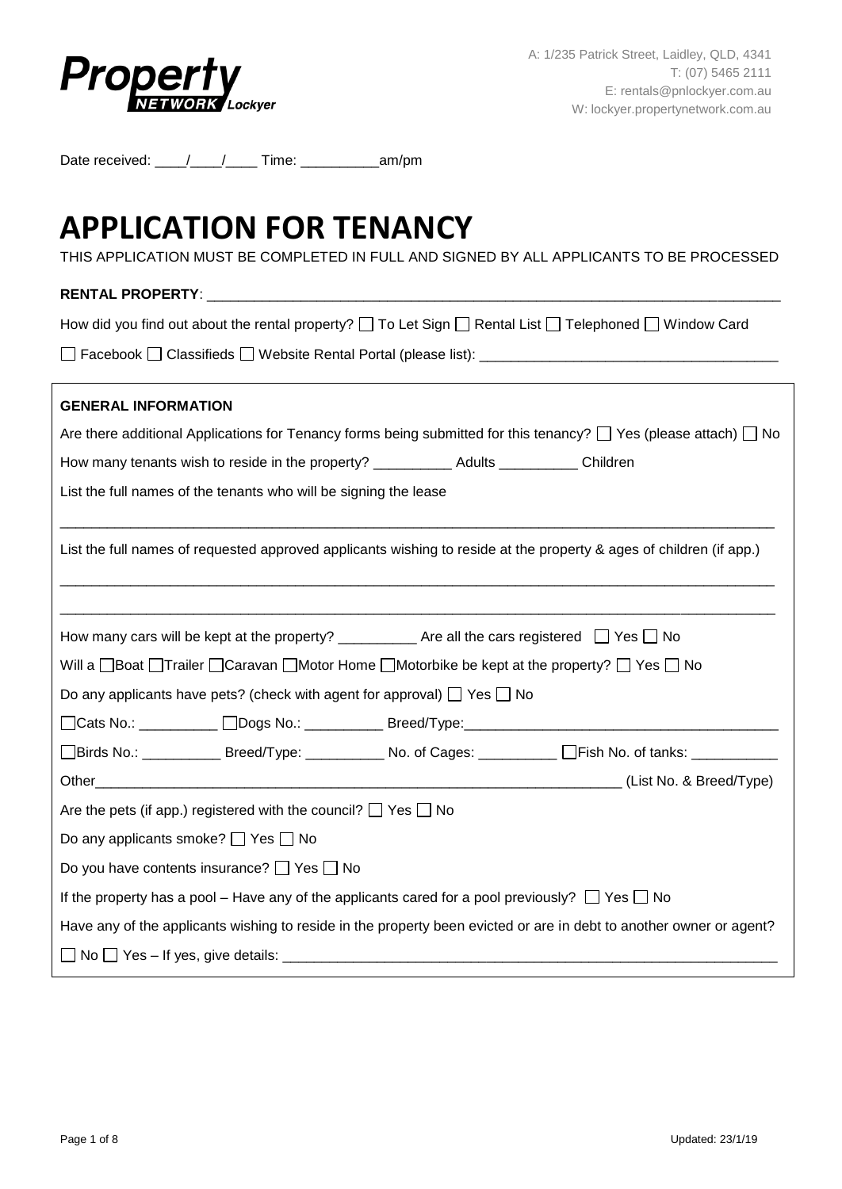**Property NETWORK Lockyer**

A: 1/235 Patrick Street, Laidley, QLD, 4341
T: (07) 5465 2111
E: rentals@pnlockyer.com.au
W: lockyer.propertynetwork.com.au

Date received: ____/____/____ Time: __________am/pm

# APPLICATION FOR TENANCY

THIS APPLICATION MUST BE COMPLETED IN FULL AND SIGNED BY ALL APPLICANTS TO BE PROCESSED

**RENTAL PROPERTY**: ______________________________________________________________________

How did you find out about the rental property? ☐ To Let Sign ☐ Rental List ☐ Telephoned ☐ Window Card

☐ Facebook ☐ Classifieds ☐ Website Rental Portal (please list): ____________________________________

**GENERAL INFORMATION**

Are there additional Applications for Tenancy forms being submitted for this tenancy? ☐ Yes (please attach) ☐ No

How many tenants wish to reside in the property? __________ Adults __________ Children

List the full names of the tenants who will be signing the lease

_____________________________________________________________________________________

List the full names of requested approved applicants wishing to reside at the property & ages of children (if app.)

_____________________________________________________________________________________

_____________________________________________________________________________________

How many cars will be kept at the property? __________ Are all the cars registered ☐ Yes ☐ No

Will a ☐Boat ☐Trailer ☐Caravan ☐Motor Home ☐Motorbike be kept at the property? ☐ Yes ☐ No

Do any applicants have pets? (check with agent for approval) ☐ Yes ☐ No

☐Cats No.: __________ ☐Dogs No.: __________ Breed/Type:_______________________________________

☐Birds No.: __________ Breed/Type: __________ No. of Cages: __________ ☐Fish No. of tanks: ___________

Other____________________________________________________________________ (List No. & Breed/Type)

Are the pets (if app.) registered with the council? ☐ Yes ☐ No

Do any applicants smoke? ☐ Yes ☐ No

Do you have contents insurance? ☐ Yes ☐ No

If the property has a pool – Have any of the applicants cared for a pool previously? ☐ Yes ☐ No

Have any of the applicants wishing to reside in the property been evicted or are in debt to another owner or agent?

☐ No ☐ Yes – If yes, give details: ______________________________________________________________

Updated: 23/1/19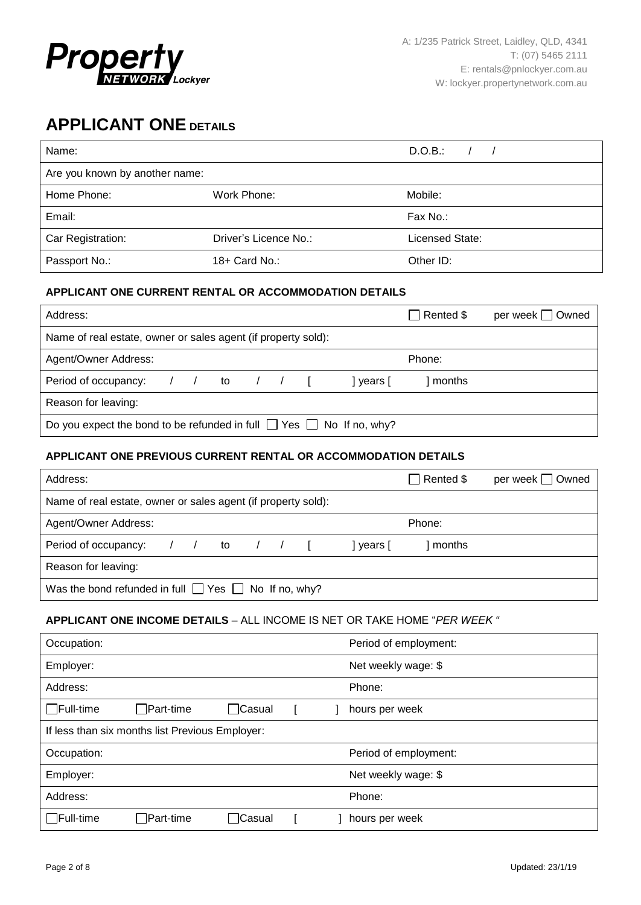A: 1/235 Patrick Street, Laidley, QLD, 4341
T: (07) 5465 2111
E: rentals@pnlockyer.com.au
W: lockyer.propertynetwork.com.au

# APPLICANT ONE DETAILS

| | | |
|---|---|---|
| Name: | | D.O.B.: / / |
| Are you known by another name: | | |
| Home Phone: | Work Phone: | Mobile: |
| Email: | | Fax No.: |
| Car Registration: | Driver's Licence No.: | Licensed State: |
| Passport No.: | 18+ Card No.: | Other ID: |

### APPLICANT ONE CURRENT RENTAL OR ACCOMMODATION DETAILS

| | |
|---|---|
| Address: | ☐ Rented $ per week ☐ Owned |
| Name of real estate, owner or sales agent (if property sold): | |
| Agent/Owner Address: | Phone: |
| Period of occupancy: / / to / / [ ] years [ ] months | |
| Reason for leaving: | |
| Do you expect the bond to be refunded in full ☐ Yes ☐ No If no, why? | |

### APPLICANT ONE PREVIOUS CURRENT RENTAL OR ACCOMMODATION DETAILS

| | |
|---|---|
| Address: | ☐ Rented $ per week ☐ Owned |
| Name of real estate, owner or sales agent (if property sold): | |
| Agent/Owner Address: | Phone: |
| Period of occupancy: / / to / / [ ] years [ ] months | |
| Reason for leaving: | |
| Was the bond refunded in full ☐ Yes ☐ No If no, why? | |

### APPLICANT ONE INCOME DETAILS – ALL INCOME IS NET OR TAKE HOME "*PER WEEK* "

| | |
|---|---|
| Occupation: | Period of employment: |
| Employer: | Net weekly wage: $ |
| Address: | Phone: |
| ☐Full-time ☐Part-time ☐Casual [ ] | hours per week |
| If less than six months list Previous Employer: | |
| Occupation: | Period of employment: |
| Employer: | Net weekly wage: $ |
| Address: | Phone: |
| ☐Full-time ☐Part-time ☐Casual [ ] | hours per week |

Updated: 23/1/19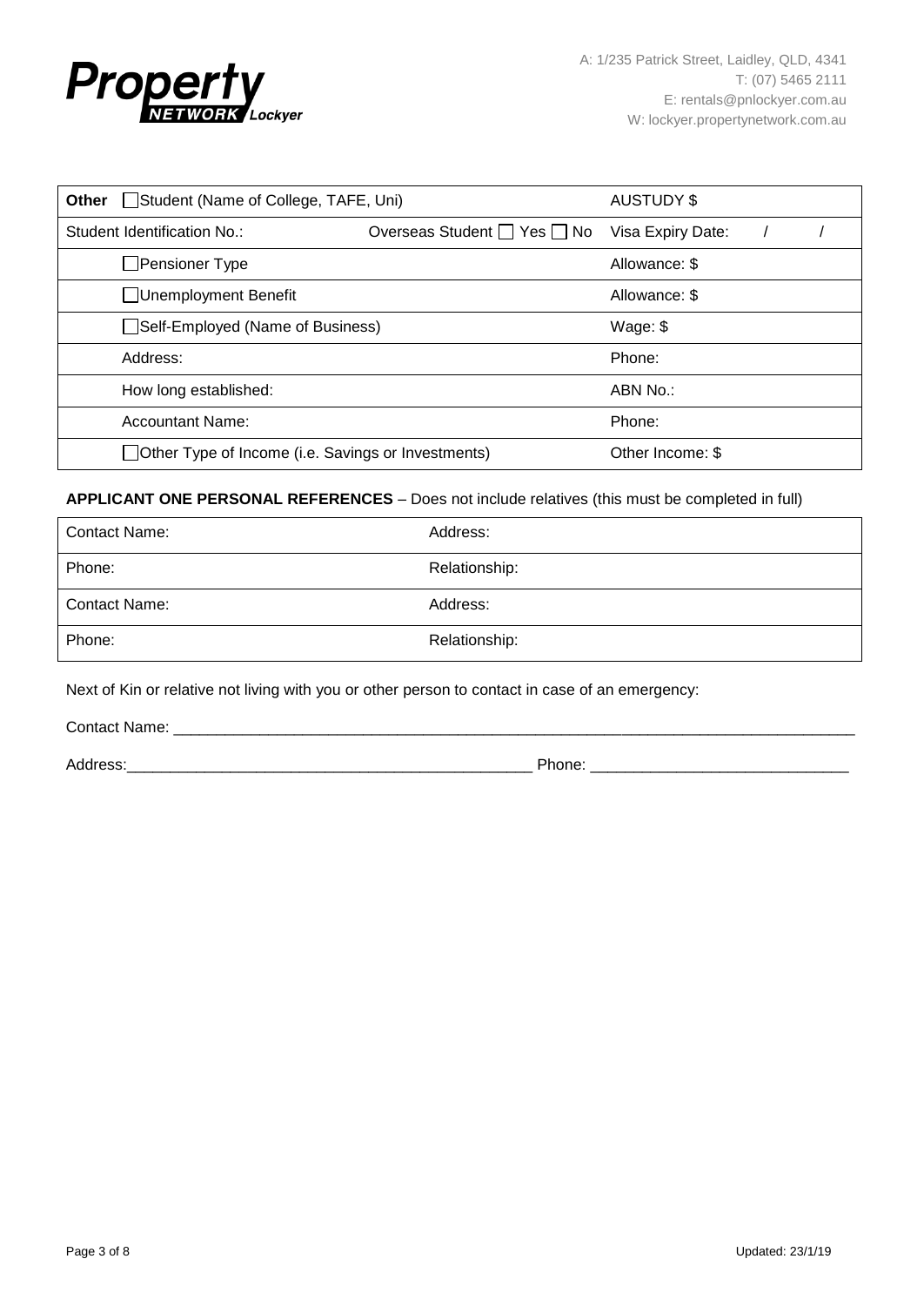**Property NETWORK Lockyer**

A: 1/235 Patrick Street, Laidley, QLD, 4341
T: (07) 5465 2111
E: rentals@pnlockyer.com.au
W: lockyer.propertynetwork.com.au

| | | |
|---|---|---|
| **Other** ☐ Student (Name of College, TAFE, Uni) | | AUSTUDY $ |
| Student Identification No.: | Overseas Student ☐ Yes ☐ No | Visa Expiry Date: / / |
| ☐ Pensioner Type | | Allowance: $ |
| ☐ Unemployment Benefit | | Allowance: $ |
| ☐ Self-Employed (Name of Business) | | Wage: $ |
| Address: | | Phone: |
| How long established: | | ABN No.: |
| Accountant Name: | | Phone: |
| ☐ Other Type of Income (i.e. Savings or Investments) | | Other Income: $ |

**APPLICANT ONE PERSONAL REFERENCES** – Does not include relatives (this must be completed in full)

| | |
|---|---|
| Contact Name: | Address: |
| Phone: | Relationship: |
| Contact Name: | Address: |
| Phone: | Relationship: |

Next of Kin or relative not living with you or other person to contact in case of an emergency:

Contact Name: ___________________________________________________________________________

Address:_________________________________________________ Phone: ______________________________

Updated: 23/1/19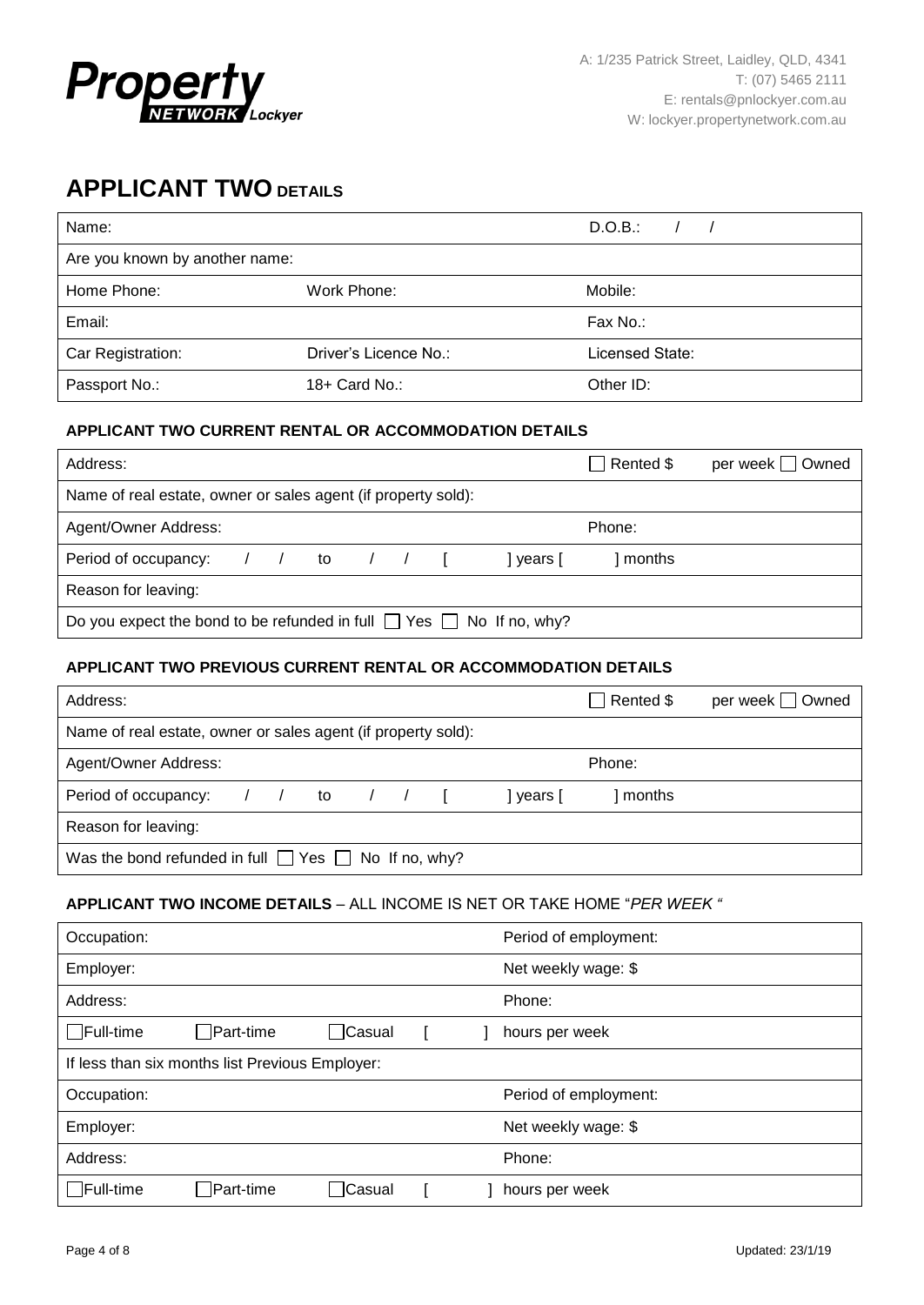A: 1/235 Patrick Street, Laidley, QLD, 4341
T: (07) 5465 2111
E: rentals@pnlockyer.com.au
W: lockyer.propertynetwork.com.au

## APPLICANT TWO DETAILS

| | | |
|---|---|---|
| Name: | | D.O.B.: / / |
| Are you known by another name: | | |
| Home Phone: | Work Phone: | Mobile: |
| Email: | | Fax No.: |
| Car Registration: | Driver's Licence No.: | Licensed State: |
| Passport No.: | 18+ Card No.: | Other ID: |

### APPLICANT TWO CURRENT RENTAL OR ACCOMMODATION DETAILS

| | |
|---|---|
| Address: | ☐ Rented $ per week ☐ Owned |
| Name of real estate, owner or sales agent (if property sold): | |
| Agent/Owner Address: | Phone: |
| Period of occupancy: / / to / / [ ] years [ ] months | |
| Reason for leaving: | |
| Do you expect the bond to be refunded in full ☐ Yes ☐ No If no, why? | |

### APPLICANT TWO PREVIOUS CURRENT RENTAL OR ACCOMMODATION DETAILS

| | |
|---|---|
| Address: | ☐ Rented $ per week ☐ Owned |
| Name of real estate, owner or sales agent (if property sold): | |
| Agent/Owner Address: | Phone: |
| Period of occupancy: / / to / / [ ] years [ ] months | |
| Reason for leaving: | |
| Was the bond refunded in full ☐ Yes ☐ No If no, why? | |

### APPLICANT TWO INCOME DETAILS – ALL INCOME IS NET OR TAKE HOME "*PER WEEK* "

| | |
|---|---|
| Occupation: | Period of employment: |
| Employer: | Net weekly wage: $ |
| Address: | Phone: |
| ☐ Full-time ☐ Part-time ☐ Casual [ ] | hours per week |
| If less than six months list Previous Employer: | |
| Occupation: | Period of employment: |
| Employer: | Net weekly wage: $ |
| Address: | Phone: |
| ☐ Full-time ☐ Part-time ☐ Casual [ ] | hours per week |

Updated: 23/1/19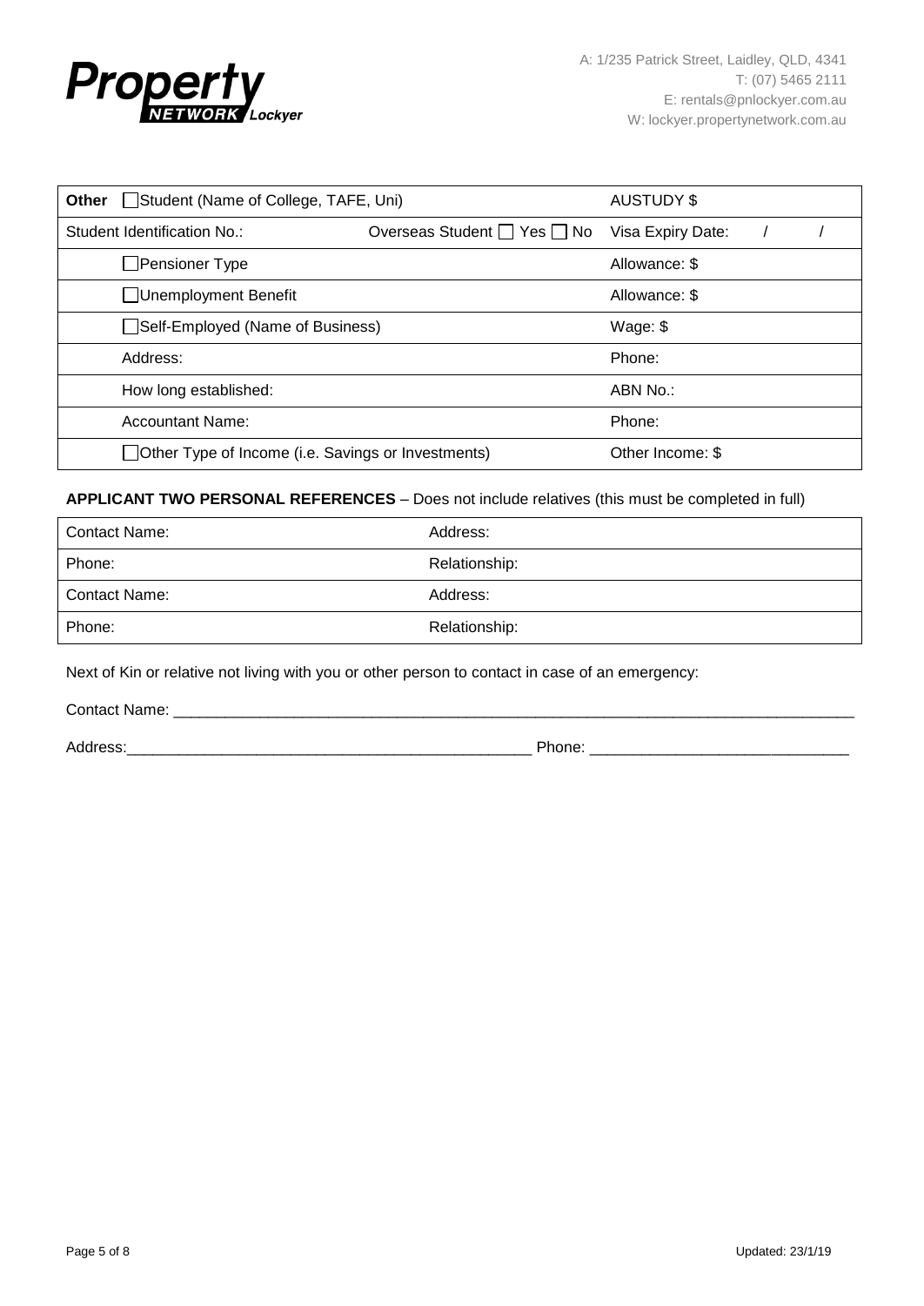**Property NETWORK Lockyer**

A: 1/235 Patrick Street, Laidley, QLD, 4341
T: (07) 5465 2111
E: rentals@pnlockyer.com.au
W: lockyer.propertynetwork.com.au

| | | |
|---|---|---|
| **Other** ☐ Student (Name of College, TAFE, Uni) | | AUSTUDY $ |
| Student Identification No.: | Overseas Student ☐ Yes ☐ No | Visa Expiry Date: / / |
| ☐ Pensioner Type | | Allowance: $ |
| ☐ Unemployment Benefit | | Allowance: $ |
| ☐ Self-Employed (Name of Business) | | Wage: $ |
| Address: | | Phone: |
| How long established: | | ABN No.: |
| Accountant Name: | | Phone: |
| ☐ Other Type of Income (i.e. Savings or Investments) | | Other Income: $ |

**APPLICANT TWO PERSONAL REFERENCES** – Does not include relatives (this must be completed in full)

| | |
|---|---|
| Contact Name: | Address: |
| Phone: | Relationship: |
| Contact Name: | Address: |
| Phone: | Relationship: |

Next of Kin or relative not living with you or other person to contact in case of an emergency:

Contact Name: ____________________________________________________________________________

Address:_______________________________________________ Phone: _____________________________

Updated: 23/1/19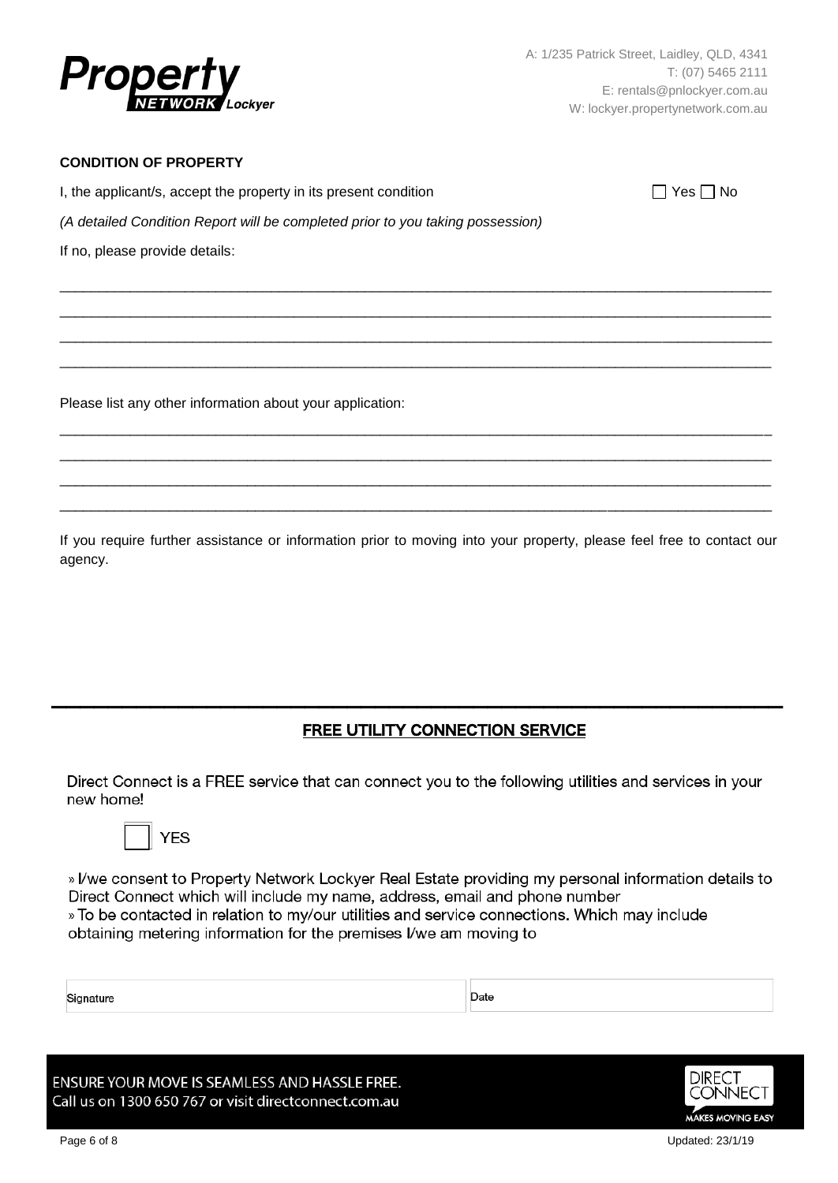A: 1/235 Patrick Street, Laidley, QLD, 4341
T: (07) 5465 2111
E: rentals@pnlockyer.com.au
W: lockyer.propertynetwork.com.au

**CONDITION OF PROPERTY**

I, the applicant/s, accept the property in its present condition ☐ Yes ☐ No

*(A detailed Condition Report will be completed prior to you taking possession)*

If no, please provide details:

____________________________________________________________________________________

____________________________________________________________________________________

____________________________________________________________________________________

____________________________________________________________________________________

Please list any other information about your application:

____________________________________________________________________________________

____________________________________________________________________________________

____________________________________________________________________________________

____________________________________________________________________________________

If you require further assistance or information prior to moving into your property, please feel free to contact our agency.

## FREE UTILITY CONNECTION SERVICE

Direct Connect is a FREE service that can connect you to the following utilities and services in your new home!

☐ YES

» I/we consent to Property Network Lockyer Real Estate providing my personal information details to Direct Connect which will include my name, address, email and phone number
» To be contacted in relation to my/our utilities and service connections. Which may include obtaining metering information for the premises I/we am moving to

| Signature | Date |
|---|---|
| | |

ENSURE YOUR MOVE IS SEAMLESS AND HASSLE FREE.
Call us on 1300 650 767 or visit directconnect.com.au

DIRECT CONNECT
MAKES MOVING EASY

Updated: 23/1/19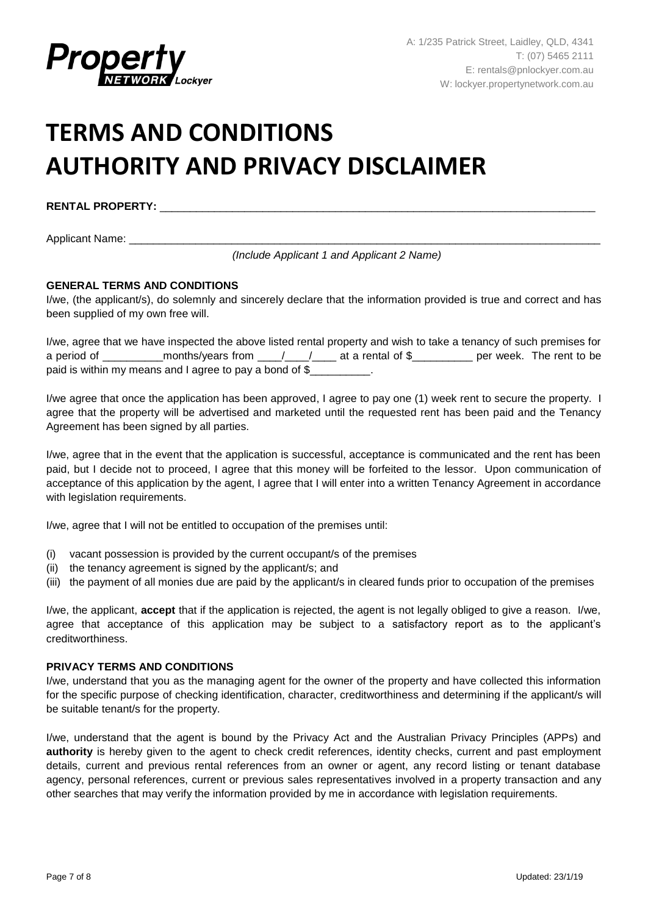Property NETWORK Lockyer

A: 1/235 Patrick Street, Laidley, QLD, 4341
T: (07) 5465 2111
E: rentals@pnlockyer.com.au
W: lockyer.propertynetwork.com.au

# TERMS AND CONDITIONS AUTHORITY AND PRIVACY DISCLAIMER

**RENTAL PROPERTY:** ___________________________________________________________________________

Applicant Name: ________________________________________________________________________________

*(Include Applicant 1 and Applicant 2 Name)*

**GENERAL TERMS AND CONDITIONS**

I/we, (the applicant/s), do solemnly and sincerely declare that the information provided is true and correct and has been supplied of my own free will.

I/we, agree that we have inspected the above listed rental property and wish to take a tenancy of such premises for a period of __________months/years from ____/____/____ at a rental of $__________ per week. The rent to be paid is within my means and I agree to pay a bond of $__________.

I/we agree that once the application has been approved, I agree to pay one (1) week rent to secure the property. I agree that the property will be advertised and marketed until the requested rent has been paid and the Tenancy Agreement has been signed by all parties.

I/we, agree that in the event that the application is successful, acceptance is communicated and the rent has been paid, but I decide not to proceed, I agree that this money will be forfeited to the lessor. Upon communication of acceptance of this application by the agent, I agree that I will enter into a written Tenancy Agreement in accordance with legislation requirements.

I/we, agree that I will not be entitled to occupation of the premises until:

(i) vacant possession is provided by the current occupant/s of the premises
(ii) the tenancy agreement is signed by the applicant/s; and
(iii) the payment of all monies due are paid by the applicant/s in cleared funds prior to occupation of the premises

I/we, the applicant, **accept** that if the application is rejected, the agent is not legally obliged to give a reason. I/we, agree that acceptance of this application may be subject to a satisfactory report as to the applicant's creditworthiness.

**PRIVACY TERMS AND CONDITIONS**

I/we, understand that you as the managing agent for the owner of the property and have collected this information for the specific purpose of checking identification, character, creditworthiness and determining if the applicant/s will be suitable tenant/s for the property.

I/we, understand that the agent is bound by the Privacy Act and the Australian Privacy Principles (APPs) and **authority** is hereby given to the agent to check credit references, identity checks, current and past employment details, current and previous rental references from an owner or agent, any record listing or tenant database agency, personal references, current or previous sales representatives involved in a property transaction and any other searches that may verify the information provided by me in accordance with legislation requirements.

Updated: 23/1/19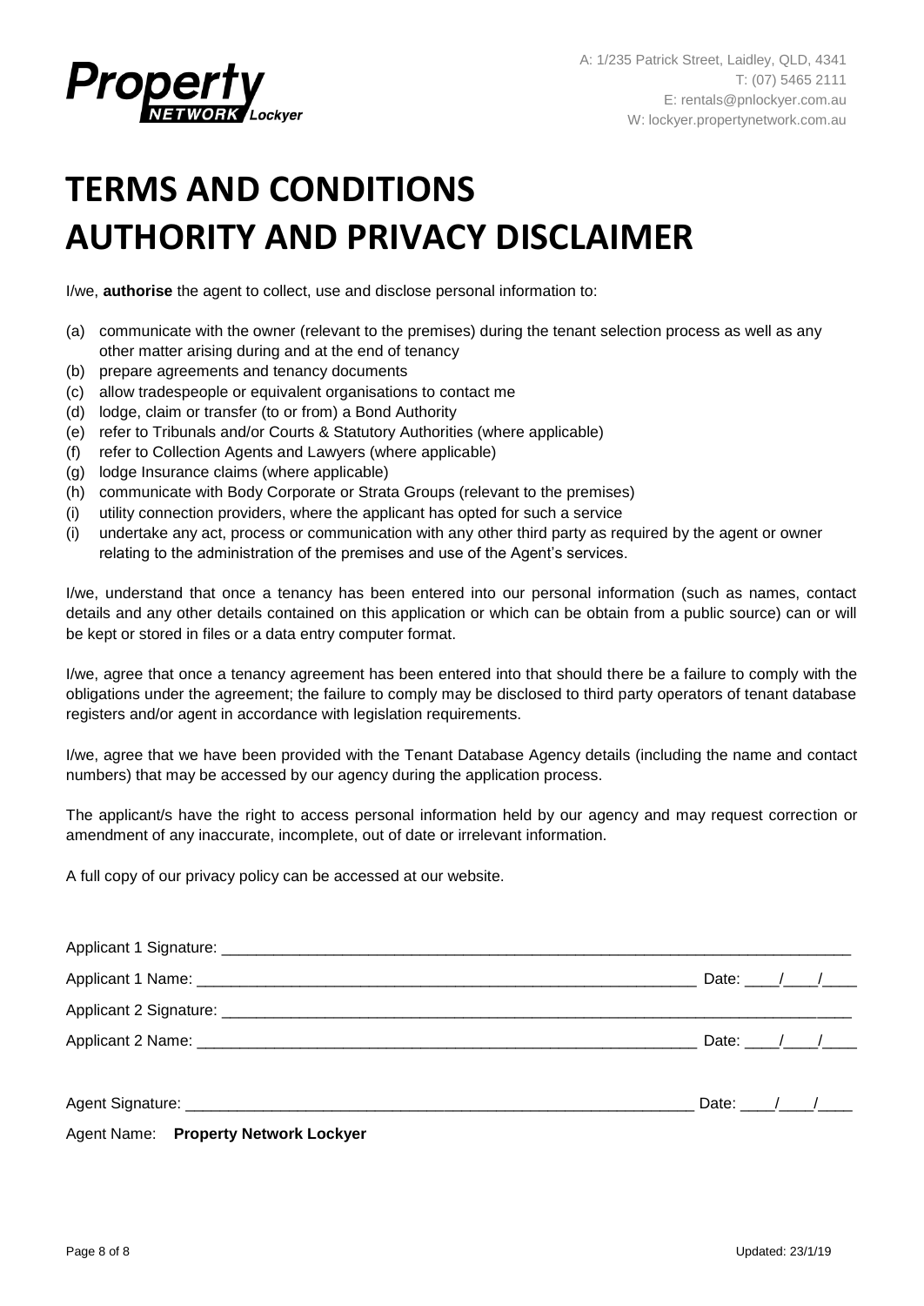**Property** NETWORK Lockyer

A: 1/235 Patrick Street, Laidley, QLD, 4341
T: (07) 5465 2111
E: rentals@pnlockyer.com.au
W: lockyer.propertynetwork.com.au

# TERMS AND CONDITIONS
# AUTHORITY AND PRIVACY DISCLAIMER

I/we, **authorise** the agent to collect, use and disclose personal information to:

(a) communicate with the owner (relevant to the premises) during the tenant selection process as well as any other matter arising during and at the end of tenancy
(b) prepare agreements and tenancy documents
(c) allow tradespeople or equivalent organisations to contact me
(d) lodge, claim or transfer (to or from) a Bond Authority
(e) refer to Tribunals and/or Courts & Statutory Authorities (where applicable)
(f) refer to Collection Agents and Lawyers (where applicable)
(g) lodge Insurance claims (where applicable)
(h) communicate with Body Corporate or Strata Groups (relevant to the premises)
(i) utility connection providers, where the applicant has opted for such a service
(i) undertake any act, process or communication with any other third party as required by the agent or owner relating to the administration of the premises and use of the Agent's services.

I/we, understand that once a tenancy has been entered into our personal information (such as names, contact details and any other details contained on this application or which can be obtain from a public source) can or will be kept or stored in files or a data entry computer format.

I/we, agree that once a tenancy agreement has been entered into that should there be a failure to comply with the obligations under the agreement; the failure to comply may be disclosed to third party operators of tenant database registers and/or agent in accordance with legislation requirements.

I/we, agree that we have been provided with the Tenant Database Agency details (including the name and contact numbers) that may be accessed by our agency during the application process.

The applicant/s have the right to access personal information held by our agency and may request correction or amendment of any inaccurate, incomplete, out of date or irrelevant information.

A full copy of our privacy policy can be accessed at our website.

Applicant 1 Signature: ______________________________________________

Applicant 1 Name: ______________________________________________ Date: ____/____/____

Applicant 2 Signature: ______________________________________________

Applicant 2 Name: ______________________________________________ Date: ____/____/____

Agent Signature: ______________________________________________ Date: ____/____/____

Agent Name: **Property Network Lockyer**

Updated: 23/1/19